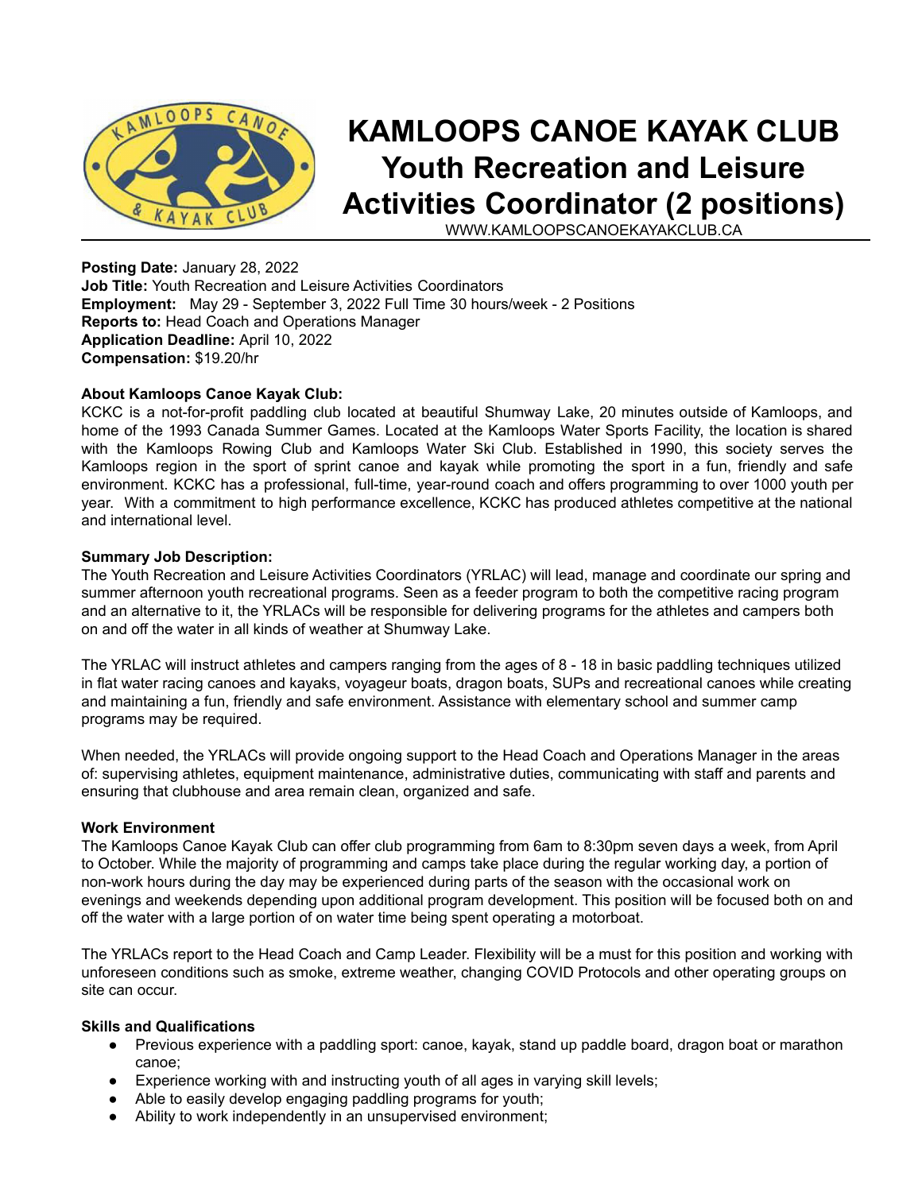# KAMLOOPS CANOE KAYAK CLUB
## Youth Recreation and Leisure Activities Coordinator (2 positions)

WWW.KAMLOOPSCANOEKAYAKCLUB.CA

**Posting Date:** January 28, 2022
**Job Title:** Youth Recreation and Leisure Activities Coordinators
**Employment:** May 29 - September 3, 2022 Full Time 30 hours/week - 2 Positions
**Reports to:** Head Coach and Operations Manager
**Application Deadline:** April 10, 2022
**Compensation:** $19.20/hr

**About Kamloops Canoe Kayak Club:**
KCKC is a not-for-profit paddling club located at beautiful Shumway Lake, 20 minutes outside of Kamloops, and home of the 1993 Canada Summer Games. Located at the Kamloops Water Sports Facility, the location is shared with the Kamloops Rowing Club and Kamloops Water Ski Club. Established in 1990, this society serves the Kamloops region in the sport of sprint canoe and kayak while promoting the sport in a fun, friendly and safe environment. KCKC has a professional, full-time, year-round coach and offers programming to over 1000 youth per year. With a commitment to high performance excellence, KCKC has produced athletes competitive at the national and international level.

**Summary Job Description:**
The Youth Recreation and Leisure Activities Coordinators (YRLAC) will lead, manage and coordinate our spring and summer afternoon youth recreational programs. Seen as a feeder program to both the competitive racing program and an alternative to it, the YRLACs will be responsible for delivering programs for the athletes and campers both on and off the water in all kinds of weather at Shumway Lake.

The YRLAC will instruct athletes and campers ranging from the ages of 8 - 18 in basic paddling techniques utilized in flat water racing canoes and kayaks, voyageur boats, dragon boats, SUPs and recreational canoes while creating and maintaining a fun, friendly and safe environment. Assistance with elementary school and summer camp programs may be required.

When needed, the YRLACs will provide ongoing support to the Head Coach and Operations Manager in the areas of: supervising athletes, equipment maintenance, administrative duties, communicating with staff and parents and ensuring that clubhouse and area remain clean, organized and safe.

**Work Environment**
The Kamloops Canoe Kayak Club can offer club programming from 6am to 8:30pm seven days a week, from April to October. While the majority of programming and camps take place during the regular working day, a portion of non-work hours during the day may be experienced during parts of the season with the occasional work on evenings and weekends depending upon additional program development. This position will be focused both on and off the water with a large portion of on water time being spent operating a motorboat.

The YRLACs report to the Head Coach and Camp Leader. Flexibility will be a must for this position and working with unforeseen conditions such as smoke, extreme weather, changing COVID Protocols and other operating groups on site can occur.

**Skills and Qualifications**
- Previous experience with a paddling sport: canoe, kayak, stand up paddle board, dragon boat or marathon canoe;
- Experience working with and instructing youth of all ages in varying skill levels;
- Able to easily develop engaging paddling programs for youth;
- Ability to work independently in an unsupervised environment;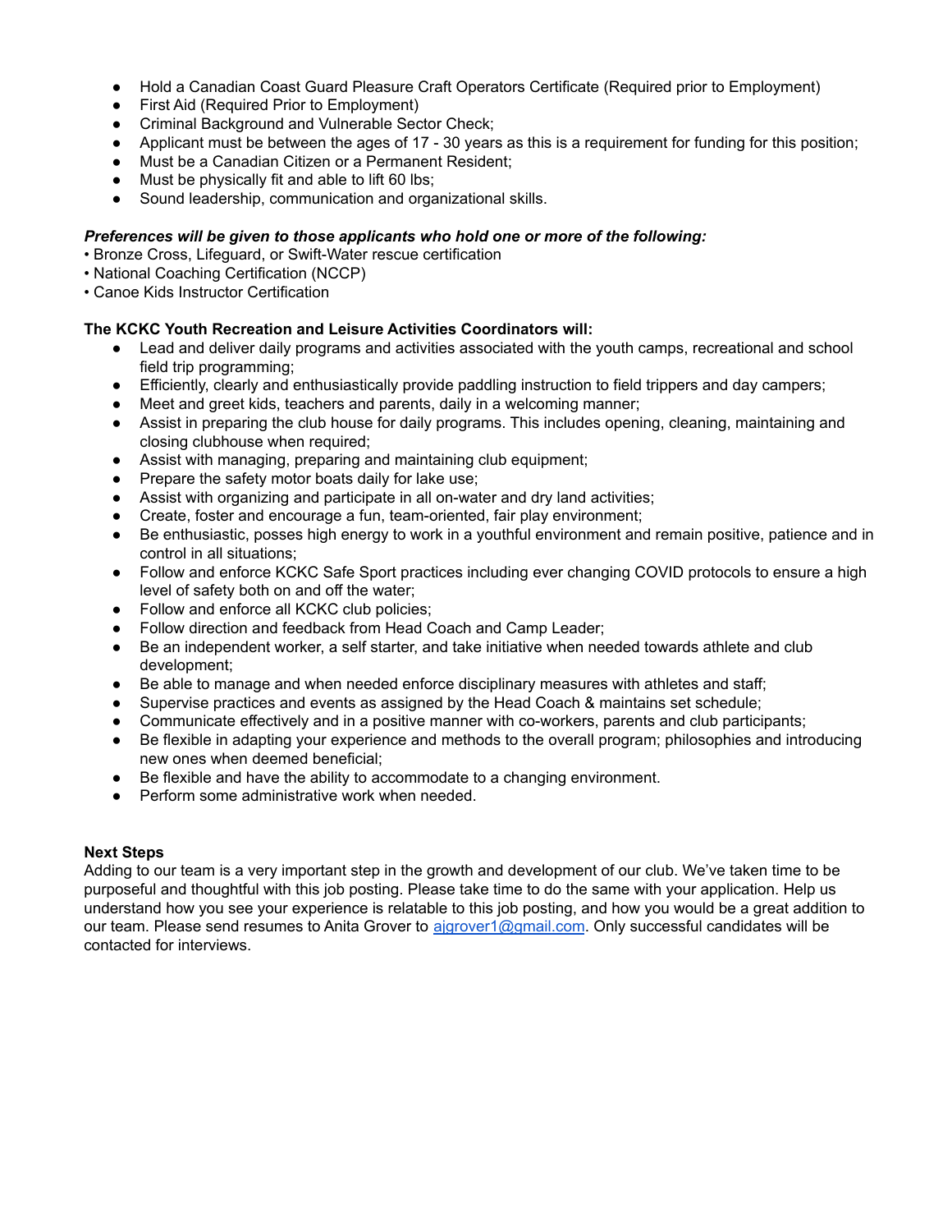- Hold a Canadian Coast Guard Pleasure Craft Operators Certificate (Required prior to Employment)
- First Aid (Required Prior to Employment)
- Criminal Background and Vulnerable Sector Check;
- Applicant must be between the ages of 17 - 30 years as this is a requirement for funding for this position;
- Must be a Canadian Citizen or a Permanent Resident;
- Must be physically fit and able to lift 60 lbs;
- Sound leadership, communication and organizational skills.

***Preferences will be given to those applicants who hold one or more of the following:***

• Bronze Cross, Lifeguard, or Swift-Water rescue certification
• National Coaching Certification (NCCP)
• Canoe Kids Instructor Certification

**The KCKC Youth Recreation and Leisure Activities Coordinators will:**

- Lead and deliver daily programs and activities associated with the youth camps, recreational and school field trip programming;
- Efficiently, clearly and enthusiastically provide paddling instruction to field trippers and day campers;
- Meet and greet kids, teachers and parents, daily in a welcoming manner;
- Assist in preparing the club house for daily programs. This includes opening, cleaning, maintaining and closing clubhouse when required;
- Assist with managing, preparing and maintaining club equipment;
- Prepare the safety motor boats daily for lake use;
- Assist with organizing and participate in all on-water and dry land activities;
- Create, foster and encourage a fun, team-oriented, fair play environment;
- Be enthusiastic, posses high energy to work in a youthful environment and remain positive, patience and in control in all situations;
- Follow and enforce KCKC Safe Sport practices including ever changing COVID protocols to ensure a high level of safety both on and off the water;
- Follow and enforce all KCKC club policies;
- Follow direction and feedback from Head Coach and Camp Leader;
- Be an independent worker, a self starter, and take initiative when needed towards athlete and club development;
- Be able to manage and when needed enforce disciplinary measures with athletes and staff;
- Supervise practices and events as assigned by the Head Coach & maintains set schedule;
- Communicate effectively and in a positive manner with co-workers, parents and club participants;
- Be flexible in adapting your experience and methods to the overall program; philosophies and introducing new ones when deemed beneficial;
- Be flexible and have the ability to accommodate to a changing environment.
- Perform some administrative work when needed.

**Next Steps**

Adding to our team is a very important step in the growth and development of our club. We've taken time to be purposeful and thoughtful with this job posting. Please take time to do the same with your application. Help us understand how you see your experience is relatable to this job posting, and how you would be a great addition to our team. Please send resumes to Anita Grover to [ajgrover1@gmail.com](mailto:ajgrover1@gmail.com). Only successful candidates will be contacted for interviews.